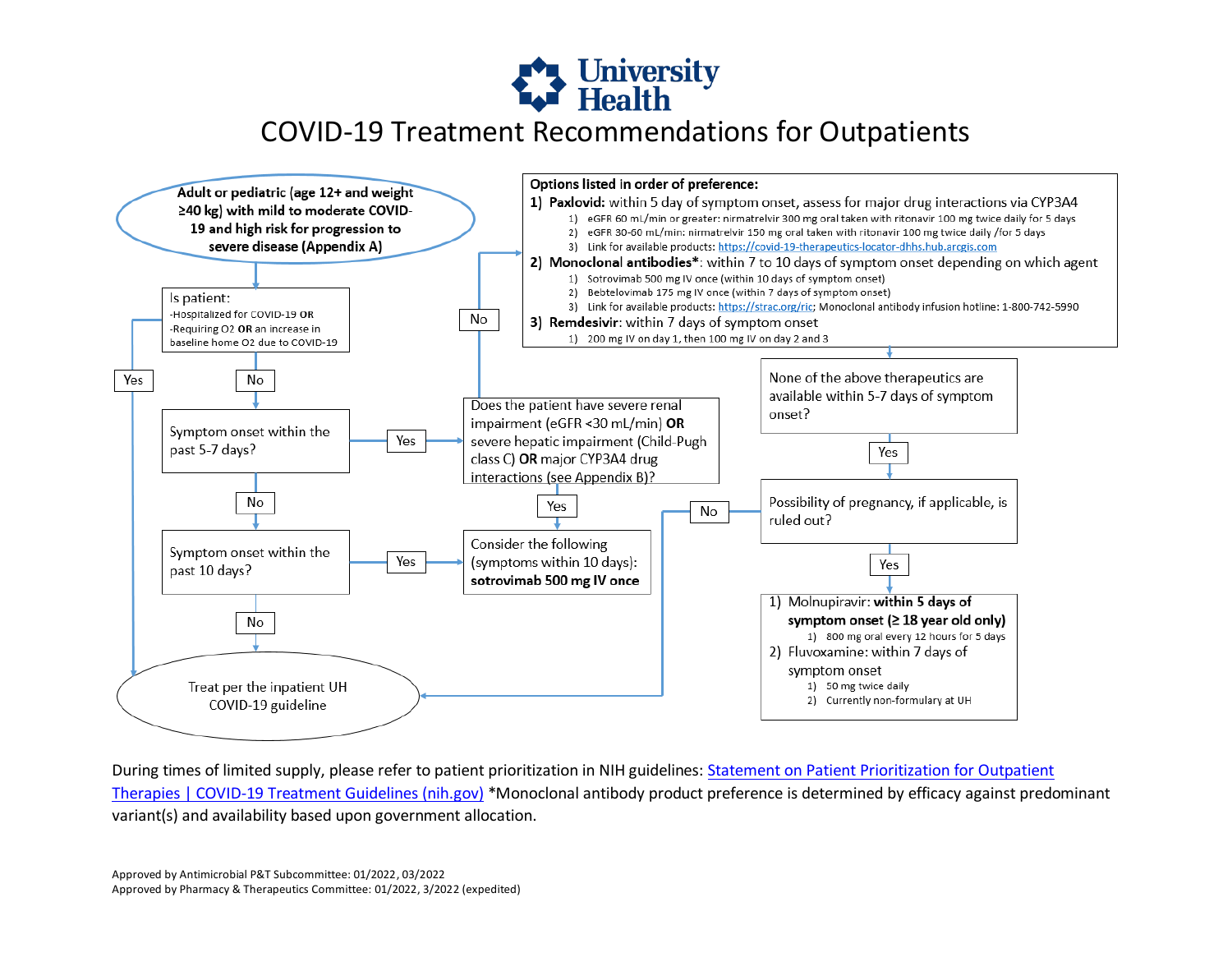# University Health

# COVID-19 Treatment Recommendations for Outpatients

**Adult or pediatric (age 12+ and weight ≥40 kg) with mild to moderate COVID-19 and high risk for progression to severe disease (Appendix A)**

Is patient:
- Hospitalized for COVID-19 **OR**
- Requiring O2 **OR** an increase in baseline home O2 due to COVID-19

- **Yes** → Treat per the inpatient UH COVID-19 guideline
- **No** → Symptom onset within the past 5-7 days?
  - **Yes** → Does the patient have severe renal impairment (eGFR <30 mL/min) **OR** severe hepatic impairment (Child-Pugh class C) **OR** major CYP3A4 drug interactions (see Appendix B)?
    - **Yes** → Consider the following (symptoms within 10 days): **sotrovimab 500 mg IV once**
    - **No** → Options listed in order of preference (below)
  - **No** → Symptom onset within the past 10 days?
    - **Yes** → Consider the following (symptoms within 10 days): **sotrovimab 500 mg IV once**
    - **No** → Treat per the inpatient UH COVID-19 guideline

**Options listed in order of preference:**

1) **Paxlovid:** within 5 day of symptom onset, assess for major drug interactions via CYP3A4
   1) eGFR 60 mL/min or greater: nirmatrelvir 300 mg oral taken with ritonavir 100 mg twice daily for 5 days
   2) eGFR 30-60 mL/min: nirmatrelvir 150 mg oral taken with ritonavir 100 mg twice daily /for 5 days
   3) Link for available products: https://covid-19-therapeutics-locator-dhhs.hub.arcgis.com
2) **Monoclonal antibodies***: within 7 to 10 days of symptom onset depending on which agent
   1) Sotrovimab 500 mg IV once (within 10 days of symptom onset)
   2) Bebtelovimab 175 mg IV once (within 7 days of symptom onset)
   3) Link for available products: https://strac.org/ric; Monoclonal antibody infusion hotline: 1-800-742-5990
3) **Remdesivir**: within 7 days of symptom onset
   1) 200 mg IV on day 1, then 100 mg IV on day 2 and 3

None of the above therapeutics are available within 5-7 days of symptom onset?

- **Yes** → Possibility of pregnancy, if applicable, is ruled out?
  - **No** → Treat per the inpatient UH COVID-19 guideline
  - **Yes** →
    1) Molnupiravir: **within 5 days of symptom onset (≥ 18 year old only)**
       1) 800 mg oral every 12 hours for 5 days
    2) Fluvoxamine: within 7 days of symptom onset
       1) 50 mg twice daily
       2) Currently non-formulary at UH

During times of limited supply, please refer to patient prioritization in NIH guidelines: Statement on Patient Prioritization for Outpatient Therapies | COVID-19 Treatment Guidelines (nih.gov) *Monoclonal antibody product preference is determined by efficacy against predominant variant(s) and availability based upon government allocation.

Approved by Antimicrobial P&T Subcommittee: 01/2022, 03/2022
Approved by Pharmacy & Therapeutics Committee: 01/2022, 3/2022 (expedited)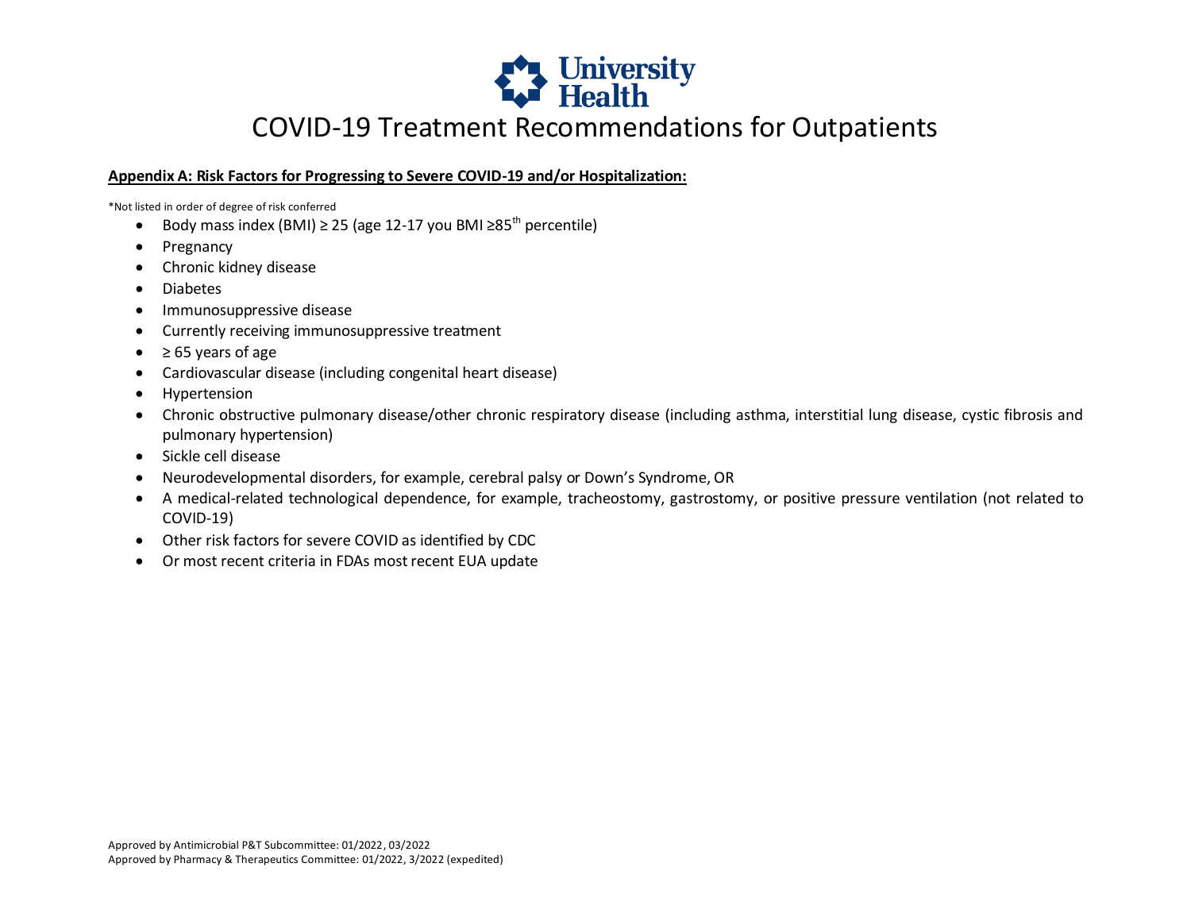# COVID-19 Treatment Recommendations for Outpatients

**Appendix A: Risk Factors for Progressing to Severe COVID-19 and/or Hospitalization:**

*Not listed in order of degree of risk conferred

- Body mass index (BMI) ≥ 25 (age 12-17 you BMI ≥85th percentile)
- Pregnancy
- Chronic kidney disease
- Diabetes
- Immunosuppressive disease
- Currently receiving immunosuppressive treatment
- ≥ 65 years of age
- Cardiovascular disease (including congenital heart disease)
- Hypertension
- Chronic obstructive pulmonary disease/other chronic respiratory disease (including asthma, interstitial lung disease, cystic fibrosis and pulmonary hypertension)
- Sickle cell disease
- Neurodevelopmental disorders, for example, cerebral palsy or Down's Syndrome, OR
- A medical-related technological dependence, for example, tracheostomy, gastrostomy, or positive pressure ventilation (not related to COVID-19)
- Other risk factors for severe COVID as identified by CDC
- Or most recent criteria in FDAs most recent EUA update

Approved by Antimicrobial P&T Subcommittee: 01/2022, 03/2022
Approved by Pharmacy & Therapeutics Committee: 01/2022, 3/2022 (expedited)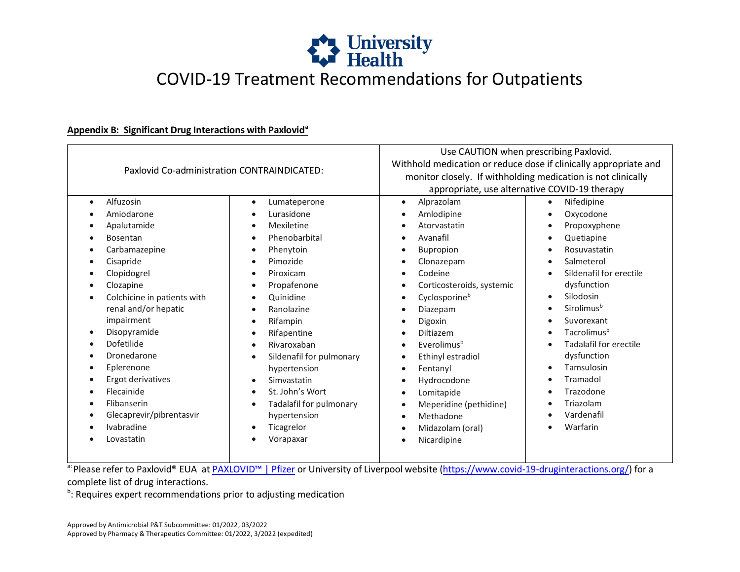# COVID-19 Treatment Recommendations for Outpatients

**Appendix B: Significant Drug Interactions with Paxlovid[a]**

| Paxlovid Co-administration CONTRAINDICATED: | | Use CAUTION when prescribing Paxlovid. Withhold medication or reduce dose if clinically appropriate and monitor closely. If withholding medication is not clinically appropriate, use alternative COVID-19 therapy | |
|---|---|---|---|
| • Alfuzosin<br>• Amiodarone<br>• Apalutamide<br>• Bosentan<br>• Carbamazepine<br>• Cisapride<br>• Clopidogrel<br>• Clozapine<br>• Colchicine in patients with renal and/or hepatic impairment<br>• Disopyramide<br>• Dofetilide<br>• Dronedarone<br>• Eplerenone<br>• Ergot derivatives<br>• Flecainide<br>• Flibanserin<br>• Glecaprevir/pibrentasvir<br>• Ivabradine<br>• Lovastatin | • Lumateperone<br>• Lurasidone<br>• Mexiletine<br>• Phenobarbital<br>• Phenytoin<br>• Pimozide<br>• Piroxicam<br>• Propafenone<br>• Quinidine<br>• Ranolazine<br>• Rifampin<br>• Rifapentine<br>• Rivaroxaban<br>• Sildenafil for pulmonary hypertension<br>• Simvastatin<br>• St. John's Wort<br>• Tadalafil for pulmonary hypertension<br>• Ticagrelor<br>• Vorapaxar | • Alprazolam<br>• Amlodipine<br>• Atorvastatin<br>• Avanafil<br>• Bupropion<br>• Clonazepam<br>• Codeine<br>• Corticosteroids, systemic<br>• Cyclosporine[b]<br>• Diazepam<br>• Digoxin<br>• Diltiazem<br>• Everolimus[b]<br>• Ethinyl estradiol<br>• Fentanyl<br>• Hydrocodone<br>• Lomitapide<br>• Meperidine (pethidine)<br>• Methadone<br>• Midazolam (oral)<br>• Nicardipine | • Nifedipine<br>• Oxycodone<br>• Propoxyphene<br>• Quetiapine<br>• Rosuvastatin<br>• Salmeterol<br>• Sildenafil for erectile dysfunction<br>• Silodosin<br>• Sirolimus[b]<br>• Suvorexant<br>• Tacrolimus[b]<br>• Tadalafil for erectile dysfunction<br>• Tamsulosin<br>• Tramadol<br>• Trazodone<br>• Triazolam<br>• Vardenafil<br>• Warfarin |

[a]: Please refer to Paxlovid® EUA at PAXLOVID™ | Pfizer or University of Liverpool website (https://www.covid-19-druginteractions.org/) for a complete list of drug interactions.

[b]: Requires expert recommendations prior to adjusting medication

Approved by Antimicrobial P&T Subcommittee: 01/2022, 03/2022
Approved by Pharmacy & Therapeutics Committee: 01/2022, 3/2022 (expedited)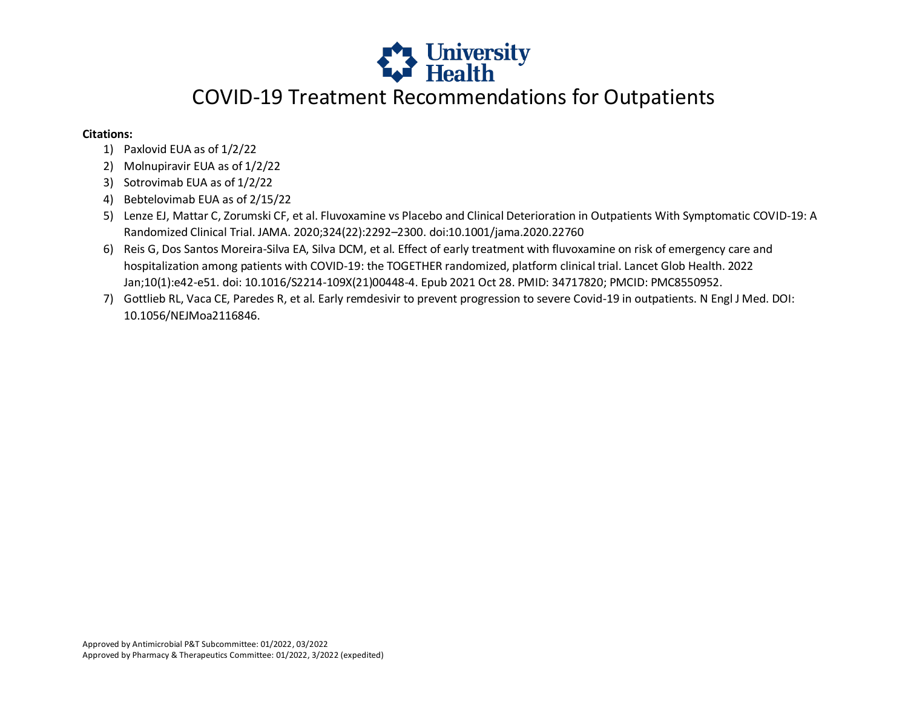# COVID-19 Treatment Recommendations for Outpatients

**Citations:**

1) Paxlovid EUA as of 1/2/22
2) Molnupiravir EUA as of 1/2/22
3) Sotrovimab EUA as of 1/2/22
4) Bebtelovimab EUA as of 2/15/22
5) Lenze EJ, Mattar C, Zorumski CF, et al. Fluvoxamine vs Placebo and Clinical Deterioration in Outpatients With Symptomatic COVID-19: A Randomized Clinical Trial. JAMA. 2020;324(22):2292–2300. doi:10.1001/jama.2020.22760
6) Reis G, Dos Santos Moreira-Silva EA, Silva DCM, et al. Effect of early treatment with fluvoxamine on risk of emergency care and hospitalization among patients with COVID-19: the TOGETHER randomized, platform clinical trial. Lancet Glob Health. 2022 Jan;10(1):e42-e51. doi: 10.1016/S2214-109X(21)00448-4. Epub 2021 Oct 28. PMID: 34717820; PMCID: PMC8550952.
7) Gottlieb RL, Vaca CE, Paredes R, et al. Early remdesivir to prevent progression to severe Covid-19 in outpatients. N Engl J Med. DOI: 10.1056/NEJMoa2116846.

Approved by Antimicrobial P&T Subcommittee: 01/2022, 03/2022
Approved by Pharmacy & Therapeutics Committee: 01/2022, 3/2022 (expedited)